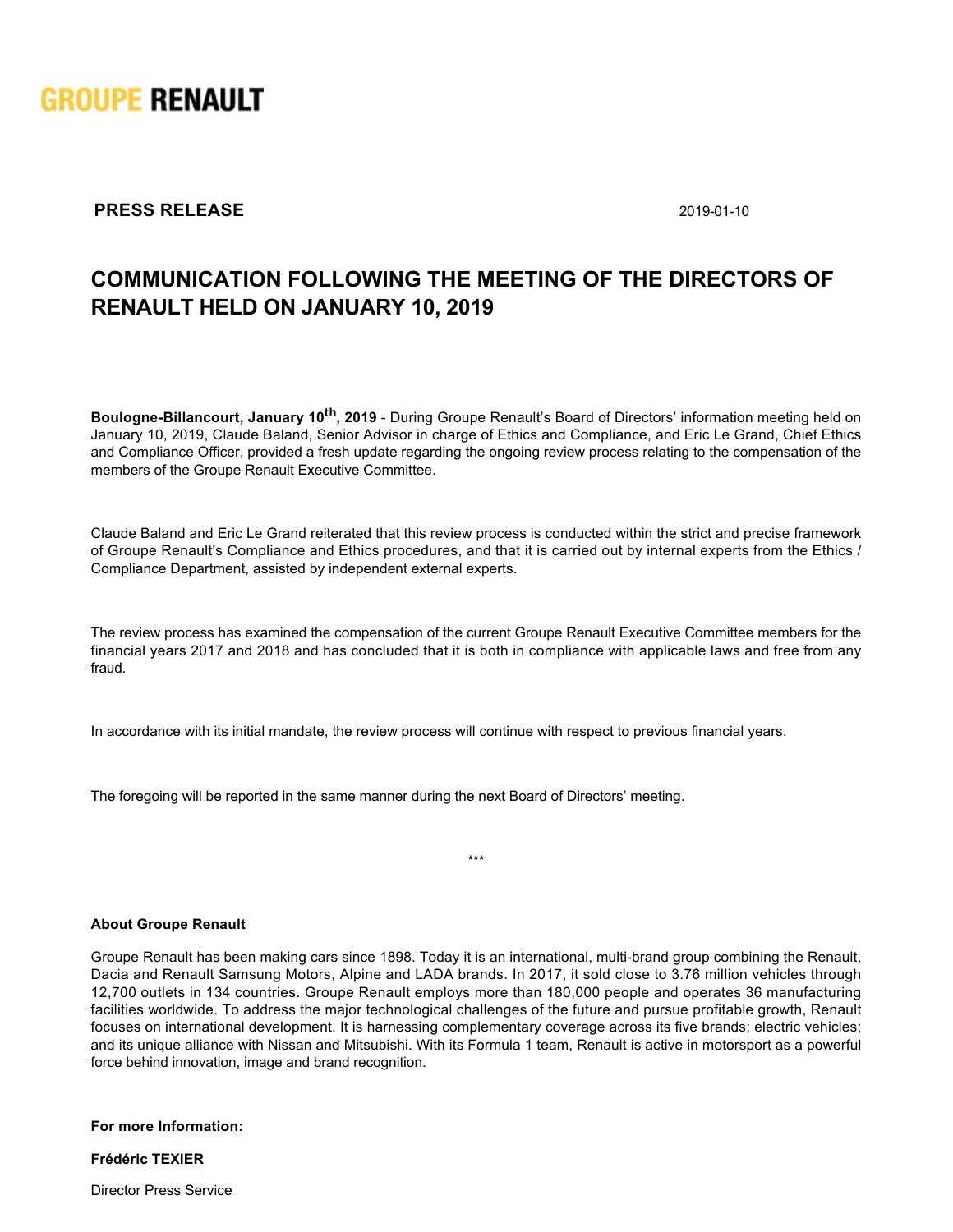GROUPE RENAULT

**PRESS RELEASE** 2019-01-10

# COMMUNICATION FOLLOWING THE MEETING OF THE DIRECTORS OF RENAULT HELD ON JANUARY 10, 2019

**Boulogne-Billancourt, January 10th, 2019** - During Groupe Renault's Board of Directors' information meeting held on January 10, 2019, Claude Baland, Senior Advisor in charge of Ethics and Compliance, and Eric Le Grand, Chief Ethics and Compliance Officer, provided a fresh update regarding the ongoing review process relating to the compensation of the members of the Groupe Renault Executive Committee.

Claude Baland and Eric Le Grand reiterated that this review process is conducted within the strict and precise framework of Groupe Renault's Compliance and Ethics procedures, and that it is carried out by internal experts from the Ethics / Compliance Department, assisted by independent external experts.

The review process has examined the compensation of the current Groupe Renault Executive Committee members for the financial years 2017 and 2018 and has concluded that it is both in compliance with applicable laws and free from any fraud.

In accordance with its initial mandate, the review process will continue with respect to previous financial years.

The foregoing will be reported in the same manner during the next Board of Directors' meeting.

***

**About Groupe Renault**

Groupe Renault has been making cars since 1898. Today it is an international, multi-brand group combining the Renault, Dacia and Renault Samsung Motors, Alpine and LADA brands. In 2017, it sold close to 3.76 million vehicles through 12,700 outlets in 134 countries. Groupe Renault employs more than 180,000 people and operates 36 manufacturing facilities worldwide. To address the major technological challenges of the future and pursue profitable growth, Renault focuses on international development. It is harnessing complementary coverage across its five brands; electric vehicles; and its unique alliance with Nissan and Mitsubishi. With its Formula 1 team, Renault is active in motorsport as a powerful force behind innovation, image and brand recognition.

**For more Information:**

**Frédéric TEXIER**

Director Press Service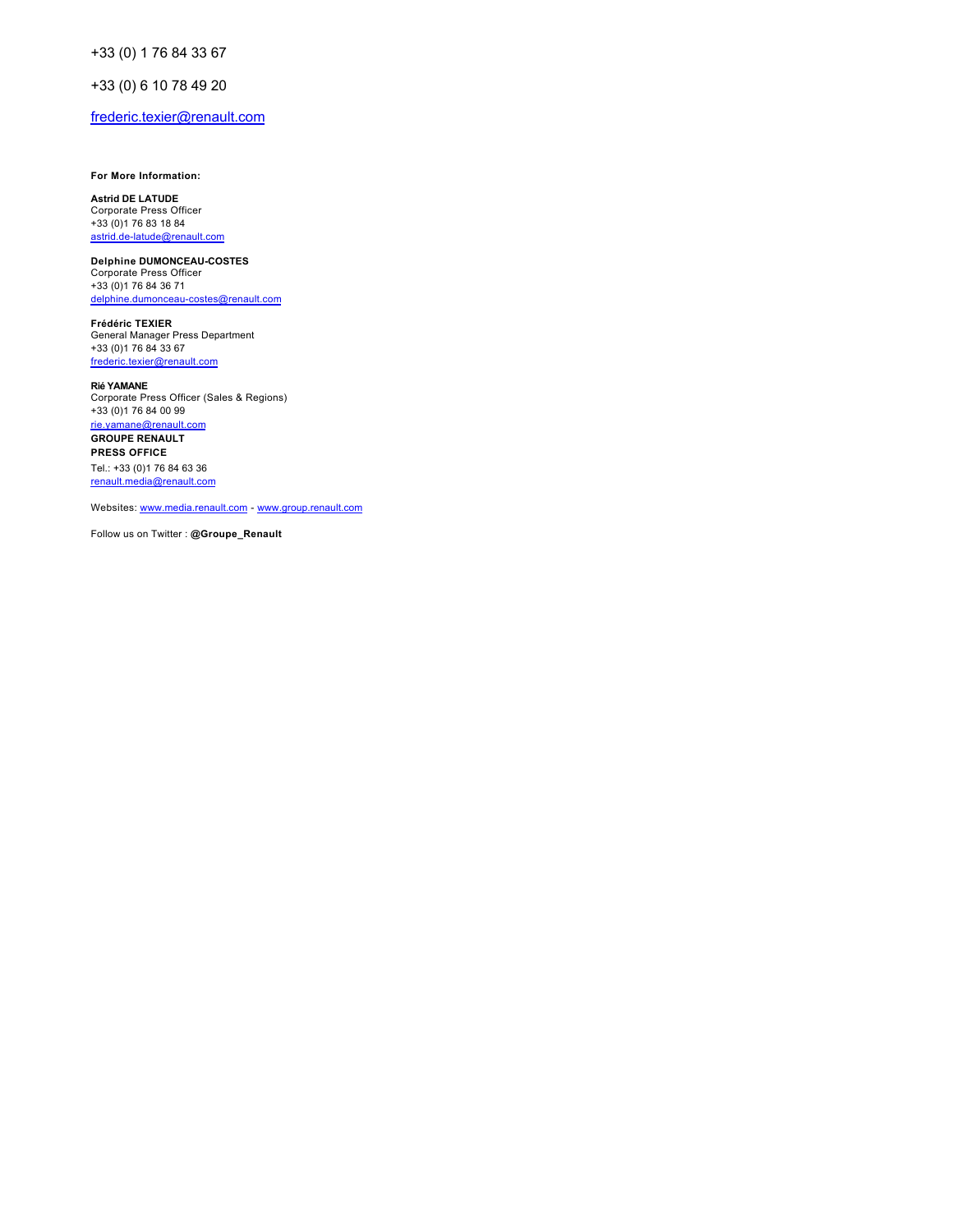+33 (0) 1 76 84 33 67

+33 (0) 6 10 78 49 20

frederic.texier@renault.com

**For More Information:**

**Astrid DE LATUDE**
Corporate Press Officer
+33 (0)1 76 83 18 84
astrid.de-latude@renault.com

**Delphine DUMONCEAU-COSTES**
Corporate Press Officer
+33 (0)1 76 84 36 71
delphine.dumonceau-costes@renault.com

**Frédéric TEXIER**
General Manager Press Department
+33 (0)1 76 84 33 67
frederic.texier@renault.com

**Rié YAMANE**
Corporate Press Officer (Sales & Regions)
+33 (0)1 76 84 00 99
rie.yamane@renault.com

**GROUPE RENAULT**
**PRESS OFFICE**
Tel.: +33 (0)1 76 84 63 36
renault.media@renault.com

Websites: www.media.renault.com - www.group.renault.com

Follow us on Twitter : **@Groupe_Renault**